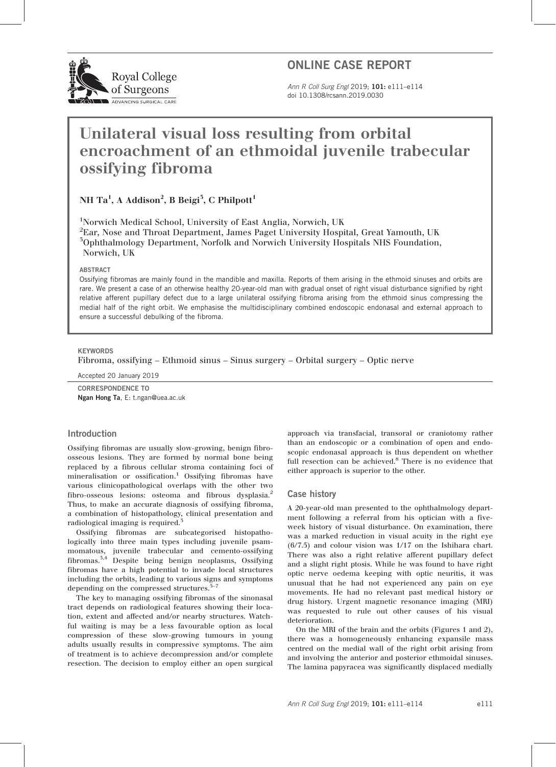ONLINE CASE REPORT

doi 10.1308/rcsann.2019.0030

# Unilateral visual loss resulting from orbital encroachment of an ethmoidal juvenile trabecular ossifying fibroma

**NH Ta[1], A Addison[2], B Beigi[3], C Philpott[1]**

[1]Norwich Medical School, University of East Anglia, Norwich, UK
[2]Ear, Nose and Throat Department, James Paget University Hospital, Great Yamouth, UK
[3]Ophthalmology Department, Norfolk and Norwich University Hospitals NHS Foundation, Norwich, UK

**ABSTRACT**

Ossifying fibromas are mainly found in the mandible and maxilla. Reports of them arising in the ethmoid sinuses and orbits are rare. We present a case of an otherwise healthy 20-year-old man with gradual onset of right visual disturbance signified by right relative afferent pupillary defect due to a large unilateral ossifying fibroma arising from the ethmoid sinus compressing the medial half of the right orbit. We emphasise the multidisciplinary combined endoscopic endonasal and external approach to ensure a successful debulking of the fibroma.

**KEYWORDS**

Fibroma, ossifying – Ethmoid sinus – Sinus surgery – Orbital surgery – Optic nerve

Accepted 20 January 2019

**CORRESPONDENCE TO**
**Ngan Hong Ta**, E: t.ngan@uea.ac.uk

## Introduction

Ossifying fibromas are usually slow-growing, benign fibro-osseous lesions. They are formed by normal bone being replaced by a fibrous cellular stroma containing foci of mineralisation or ossification.[1] Ossifying fibromas have various clinicopathological overlaps with the other two fibro-osseous lesions: osteoma and fibrous dysplasia.[2] Thus, to make an accurate diagnosis of ossifying fibroma, a combination of histopathology, clinical presentation and radiological imaging is required.[3]

Ossifying fibromas are subcategorised histopathologically into three main types including juvenile psammomatous, juvenile trabecular and cemento-ossifying fibromas.[3,4] Despite being benign neoplasms, Ossifying fibromas have a high potential to invade local structures including the orbits, leading to various signs and symptoms depending on the compressed structures.[5–7]

The key to managing ossifying fibromas of the sinonasal tract depends on radiological features showing their location, extent and affected and/or nearby structures. Watchful waiting is may be a less favourable option as local compression of these slow-growing tumours in young adults usually results in compressive symptoms. The aim of treatment is to achieve decompression and/or complete resection. The decision to employ either an open surgical approach via transfacial, transoral or craniotomy rather than an endoscopic or a combination of open and endoscopic endonasal approach is thus dependent on whether full resection can be achieved.[8] There is no evidence that either approach is superior to the other.

## Case history

A 20-year-old man presented to the ophthalmology department following a referral from his optician with a five-week history of visual disturbance. On examination, there was a marked reduction in visual acuity in the right eye (6/7.5) and colour vision was 1/17 on the Ishihara chart. There was also a right relative afferent pupillary defect and a slight right ptosis. While he was found to have right optic nerve oedema keeping with optic neuritis, it was unusual that he had not experienced any pain on eye movements. He had no relevant past medical history or drug history. Urgent magnetic resonance imaging (MRI) was requested to rule out other causes of his visual deterioration.

On the MRI of the brain and the orbits (Figures 1 and 2), there was a homogeneously enhancing expansile mass centred on the medial wall of the right orbit arising from and involving the anterior and posterior ethmoidal sinuses. The lamina papyracea was significantly displaced medially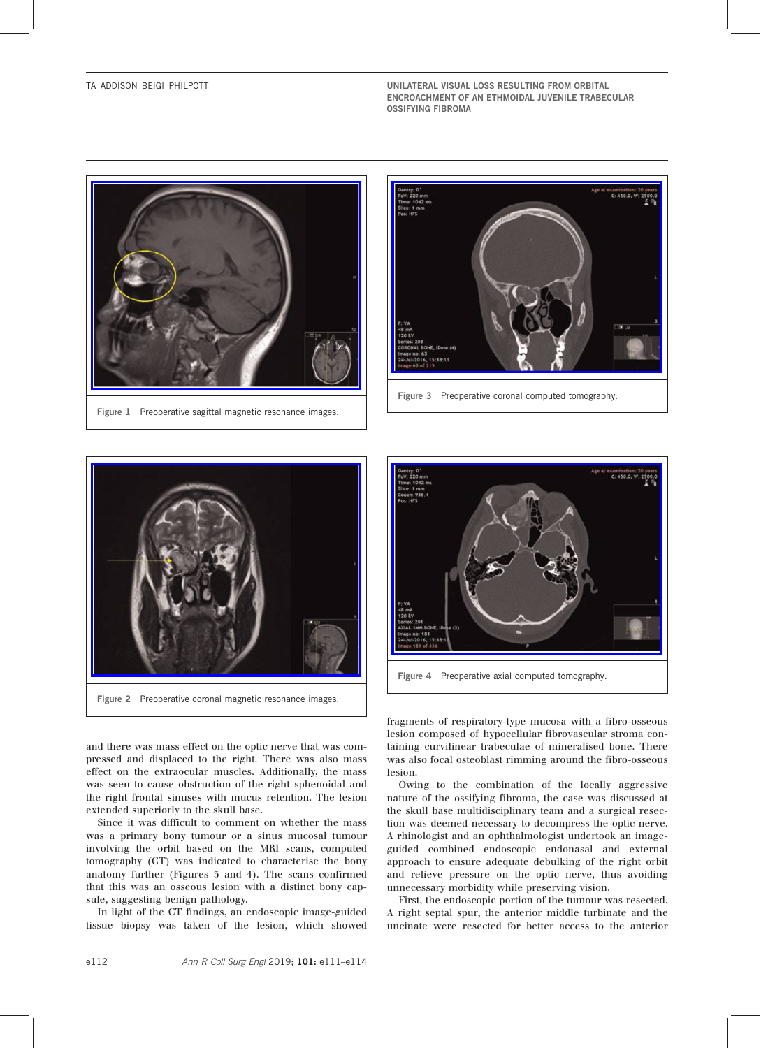Figure 1 Preoperative sagittal magnetic resonance images.

Figure 3 Preoperative coronal computed tomography.

Figure 2 Preoperative coronal magnetic resonance images.

Figure 4 Preoperative axial computed tomography.

and there was mass effect on the optic nerve that was compressed and displaced to the right. There was also mass effect on the extraocular muscles. Additionally, the mass was seen to cause obstruction of the right sphenoidal and the right frontal sinuses with mucus retention. The lesion extended superiorly to the skull base.

Since it was difficult to comment on whether the mass was a primary bony tumour or a sinus mucosal tumour involving the orbit based on the MRI scans, computed tomography (CT) was indicated to characterise the bony anatomy further (Figures 3 and 4). The scans confirmed that this was an osseous lesion with a distinct bony capsule, suggesting benign pathology.

In light of the CT findings, an endoscopic image-guided tissue biopsy was taken of the lesion, which showed fragments of respiratory-type mucosa with a fibro-osseous lesion composed of hypocellular fibrovascular stroma containing curvilinear trabeculae of mineralised bone. There was also focal osteoblast rimming around the fibro-osseous lesion.

Owing to the combination of the locally aggressive nature of the ossifying fibroma, the case was discussed at the skull base multidisciplinary team and a surgical resection was deemed necessary to decompress the optic nerve. A rhinologist and an ophthalmologist undertook an image-guided combined endoscopic endonasal and external approach to ensure adequate debulking of the right orbit and relieve pressure on the optic nerve, thus avoiding unnecessary morbidity while preserving vision.

First, the endoscopic portion of the tumour was resected. A right septal spur, the anterior middle turbinate and the uncinate were resected for better access to the anterior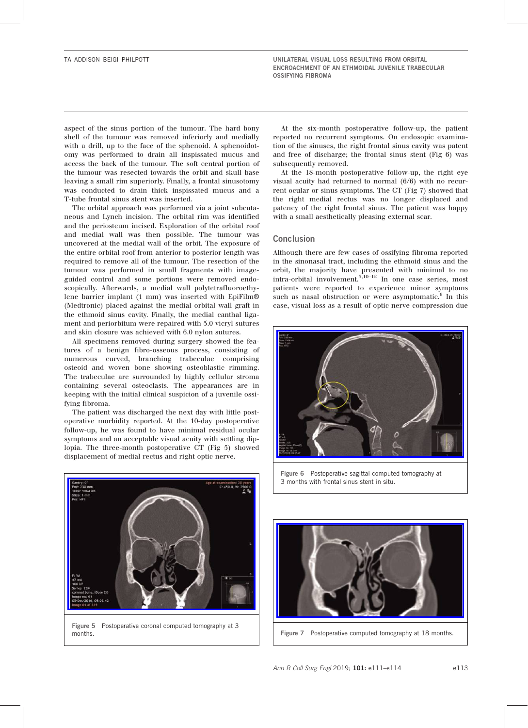aspect of the sinus portion of the tumour. The hard bony shell of the tumour was removed inferiorly and medially with a drill, up to the face of the sphenoid. A sphenoidotomy was performed to drain all inspissated mucus and access the back of the tumour. The soft central portion of the tumour was resected towards the orbit and skull base leaving a small rim superiorly. Finally, a frontal sinusotomy was conducted to drain thick inspissated mucus and a T-tube frontal sinus stent was inserted.

The orbital approach was performed via a joint subcutaneous and Lynch incision. The orbital rim was identified and the periosteum incised. Exploration of the orbital roof and medial wall was then possible. The tumour was uncovered at the medial wall of the orbit. The exposure of the entire orbital roof from anterior to posterior length was required to remove all of the tumour. The resection of the tumour was performed in small fragments with image-guided control and some portions were removed endoscopically. Afterwards, a medial wall polytetrafluoroethylene barrier implant (1 mm) was inserted with EpiFilm® (Medtronic) placed against the medial orbital wall graft in the ethmoid sinus cavity. Finally, the medial canthal ligament and periorbitum were repaired with 5.0 vicryl sutures and skin closure was achieved with 6.0 nylon sutures.

All specimens removed during surgery showed the features of a benign fibro-osseous process, consisting of numerous curved, branching trabeculae comprising osteoid and woven bone showing osteoblastic rimming. The trabeculae are surrounded by highly cellular stroma containing several osteoclasts. The appearances are in keeping with the initial clinical suspicion of a juvenile ossifying fibroma.

The patient was discharged the next day with little postoperative morbidity reported. At the 10-day postoperative follow-up, he was found to have minimal residual ocular symptoms and an acceptable visual acuity with settling diplopia. The three-month postoperative CT (Fig 5) showed displacement of medial rectus and right optic nerve.

Figure 5 Postoperative coronal computed tomography at 3 months.

At the six-month postoperative follow-up, the patient reported no recurrent symptoms. On endosopic examination of the sinuses, the right frontal sinus cavity was patent and free of discharge; the frontal sinus stent (Fig 6) was subsequently removed.

At the 18-month postoperative follow-up, the right eye visual acuity had returned to normal (6/6) with no recurrent ocular or sinus symptoms. The CT (Fig 7) showed that the right medial rectus was no longer displaced and patency of the right frontal sinus. The patient was happy with a small aesthetically pleasing external scar.

## Conclusion

Although there are few cases of ossifying fibroma reported in the sinonasal tract, including the ethmoid sinus and the orbit, the majority have presented with minimal to no intra-orbital involvement.[5,10–12] In one case series, most patients were reported to experience minor symptoms such as nasal obstruction or were asymptomatic.[6] In this case, visual loss as a result of optic nerve compression due

Figure 6 Postoperative sagittal computed tomography at 3 months with frontal sinus stent in situ.

Figure 7 Postoperative computed tomography at 18 months.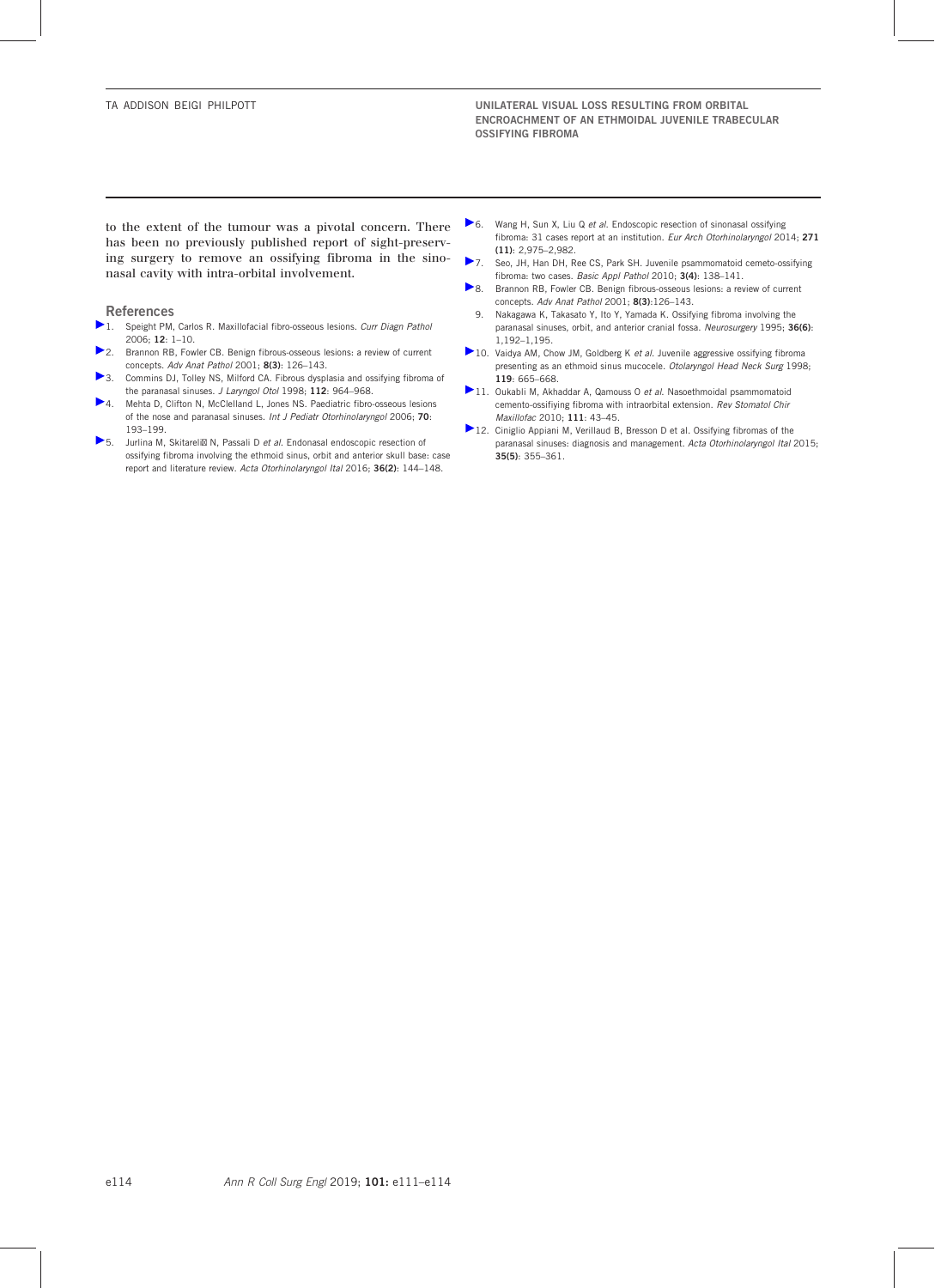to the extent of the tumour was a pivotal concern. There has been no previously published report of sight-preserving surgery to remove an ossifying fibroma in the sinonasal cavity with intra-orbital involvement.

## References

1. Speight PM, Carlos R. Maxillofacial fibro-osseous lesions. *Curr Diagn Pathol* 2006; **12**: 1–10.
2. Brannon RB, Fowler CB. Benign fibrous-osseous lesions: a review of current concepts. *Adv Anat Pathol* 2001; **8(3)**: 126–143.
3. Commins DJ, Tolley NS, Milford CA. Fibrous dysplasia and ossifying fibroma of the paranasal sinuses. *J Laryngol Otol* 1998; **112**: 964–968.
4. Mehta D, Clifton N, McClelland L, Jones NS. Paediatric fibro-osseous lesions of the nose and paranasal sinuses. *Int J Pediatr Otorhinolaryngol* 2006; **70**: 193–199.
5. Jurlina M, Skitarelić N, Passali D *et al*. Endonasal endoscopic resection of ossifying fibroma involving the ethmoid sinus, orbit and anterior skull base: case report and literature review. *Acta Otorhinolaryngol Ital* 2016; **36(2)**: 144–148.
6. Wang H, Sun X, Liu Q *et al*. Endoscopic resection of sinonasal ossifying fibroma: 31 cases report at an institution. *Eur Arch Otorhinolaryngol* 2014; **271 (11)**: 2,975–2,982.
7. Seo, JH, Han DH, Ree CS, Park SH. Juvenile psammomatoid cemeto-ossifying fibroma: two cases. *Basic Appl Pathol* 2010; **3(4)**: 138–141.
8. Brannon RB, Fowler CB. Benign fibrous-osseous lesions: a review of current concepts. *Adv Anat Pathol* 2001; **8(3)**:126–143.
9. Nakagawa K, Takasato Y, Ito Y, Yamada K. Ossifying fibroma involving the paranasal sinuses, orbit, and anterior cranial fossa. *Neurosurgery* 1995; **36(6)**: 1,192–1,195.
10. Vaidya AM, Chow JM, Goldberg K *et al*. Juvenile aggressive ossifying fibroma presenting as an ethmoid sinus mucocele. *Otolaryngol Head Neck Surg* 1998; **119**: 665–668.
11. Oukabli M, Akhaddar A, Qamouss O *et al*. Nasoethmoidal psammomatoid cemento-ossifiying fibroma with intraorbital extension. *Rev Stomatol Chir Maxillofac* 2010; **111**: 43–45.
12. Ciniglio Appiani M, Verillaud B, Bresson D et al. Ossifying fibromas of the paranasal sinuses: diagnosis and management. *Acta Otorhinolaryngol Ital* 2015; **35(5)**: 355–361.